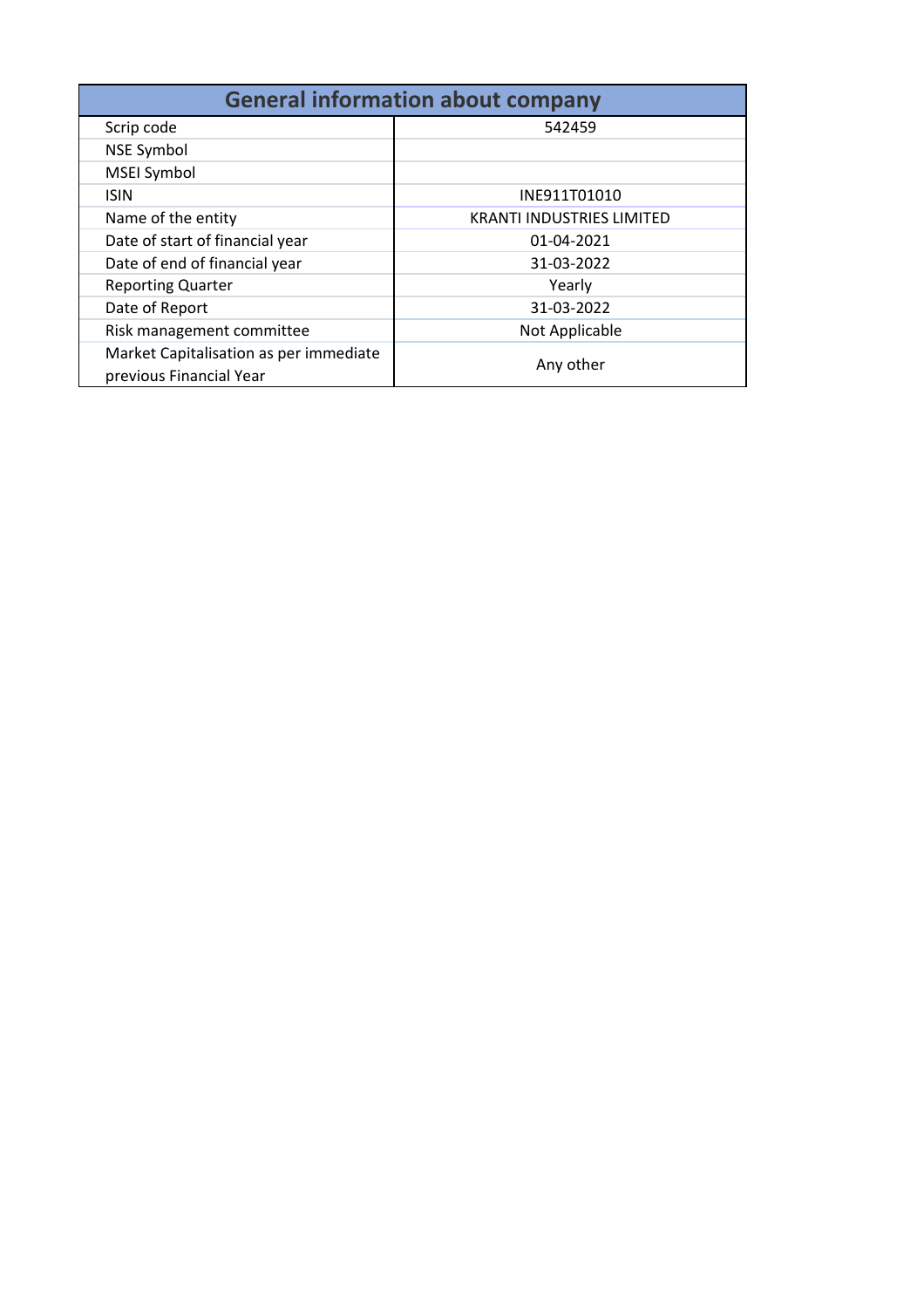| General information about company | |
|---|---|
| Scrip code | 542459 |
| NSE Symbol | |
| MSEI Symbol | |
| ISIN | INE911T01010 |
| Name of the entity | KRANTI INDUSTRIES LIMITED |
| Date of start of financial year | 01-04-2021 |
| Date of end of financial year | 31-03-2022 |
| Reporting Quarter | Yearly |
| Date of Report | 31-03-2022 |
| Risk management committee | Not Applicable |
| Market Capitalisation as per immediate previous Financial Year | Any other |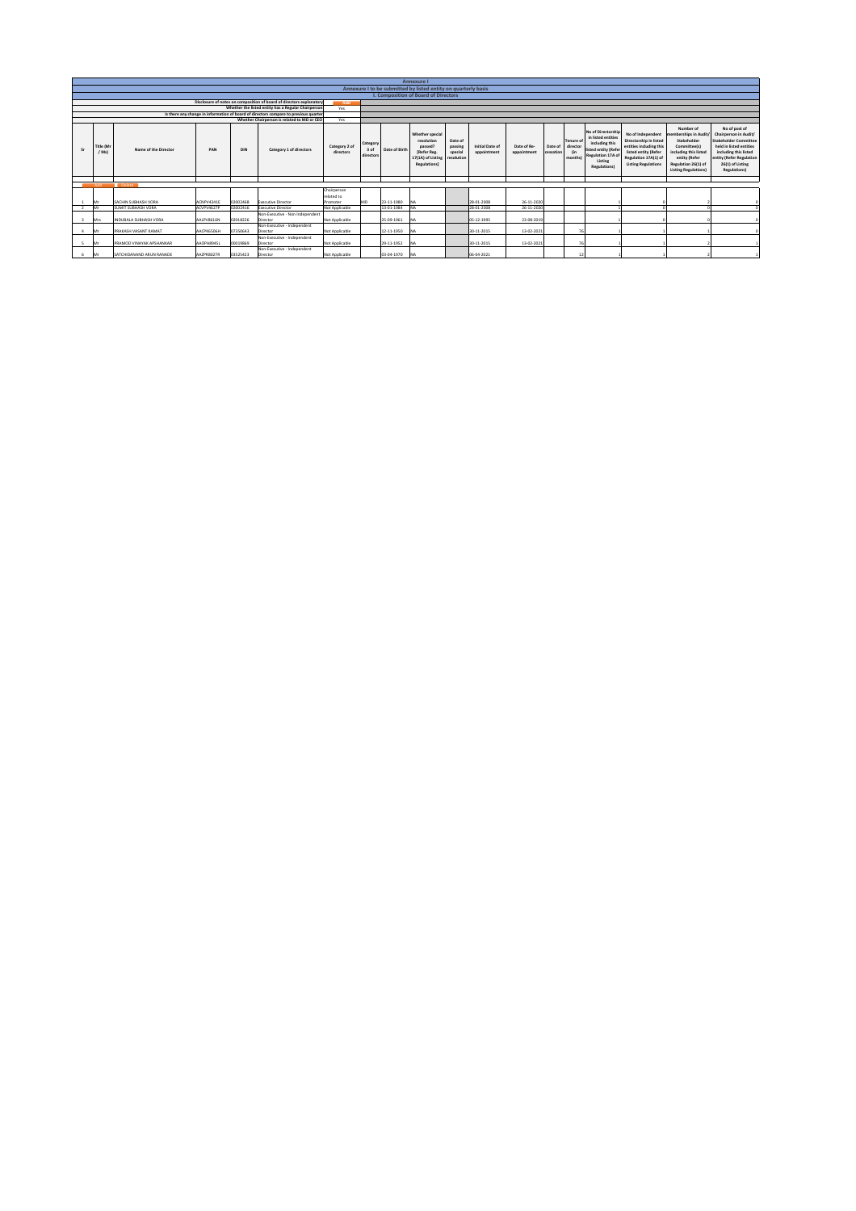# Annexure I

## Annexure I to be submitted by listed entity on quarterly basis

### I. Composition of Board of Directors

| Disclosure of notes on composition of board of directors explanatory | Add |
|---|---|
| Whether the listed entity has a Regular Chairperson | Yes |
| Is there any change in information of board of directors compare to previous quarter | |
| Whether Chairperson is related to MD or CEO | Yes |

| Sr | Title (Mr / Ms) | Name of the Director | PAN | DIN | Category 1 of directors | Category 2 of directors | Category 3 of directors | Date of Birth | Whether special resolution passed? [Refer Reg. 17(1A) of Listing Regulations] | Date of passing special resolution | Initial Date of appointment | Date of Re-appointment | Date of cessation | Tenure of director (in months) | No of Directorship in listed entities including this listed entity (Refer Regulation 17A of Listing Regulations) | No of Independent Directorship in listed entities including this listed entity (Refer Regulation 17A(1) of Listing Regulations | Number of memberships in Audit/ Stakeholder Committee(s) including this listed entity (Refer Regulation 26(1) of Listing Regulations) | No of post of Chairperson in Audit/ Stakeholder Committee held in listed entities including this listed entity (Refer Regulation 26(1) of Listing Regulations) |
|---|---|---|---|---|---|---|---|---|---|---|---|---|---|---|---|---|---|---|
| 1 | Mr | SACHIN SUBHASH VORA | ACNPV4341E | 02002468 | Executive Director | Chairperson related to Promoter | MD | 23-11-1980 | NA | | 28-01-2008 | 26-11-2020 | | | 1 | 0 | 2 | 0 |
| 2 | Mr | SUMIT SUBHASH VORA | ACVPV4627P | 02002416 | Executive Director | Not Applicable | | 13-03-1984 | NA | | 28-01-2008 | 26-11-2020 | | | 1 | 0 | 0 | 0 |
| 3 | Mrs | INDUBALA SUBHASH VORA | AALPV8616N | 02018226 | Non-Executive - Non Independent Director | Not Applicable | | 25-09-1961 | NA | | 05-12-1995 | 23-08-2019 | | | 1 | 0 | 0 | 0 |
| 4 | Mr | PRAKASH VASANT KAMAT | AACPK6506H | 07350643 | Non-Executive - Independent Director | Not Applicable | | 12-11-1950 | NA | | 30-11-2015 | 13-02-2021 | | 76 | 1 | 1 | 1 | 0 |
| 5 | Mr | PRAMOD VINAYAK APSHANKAR | AAOPA8045L | 00019869 | Non-Executive - Independent Director | Not Applicable | | 29-11-1952 | NA | | 30-11-2015 | 13-02-2021 | | 76 | 1 | 1 | 2 | 1 |
| 6 | Mr | SATCHIDANAND ARUN RANADE | AAZPR8027R | 03525423 | Non-Executive - Independent Director | Not Applicable | | 03-04-1970 | NA | | 06-04-2021 | | | 12 | 1 | 1 | 2 | 1 |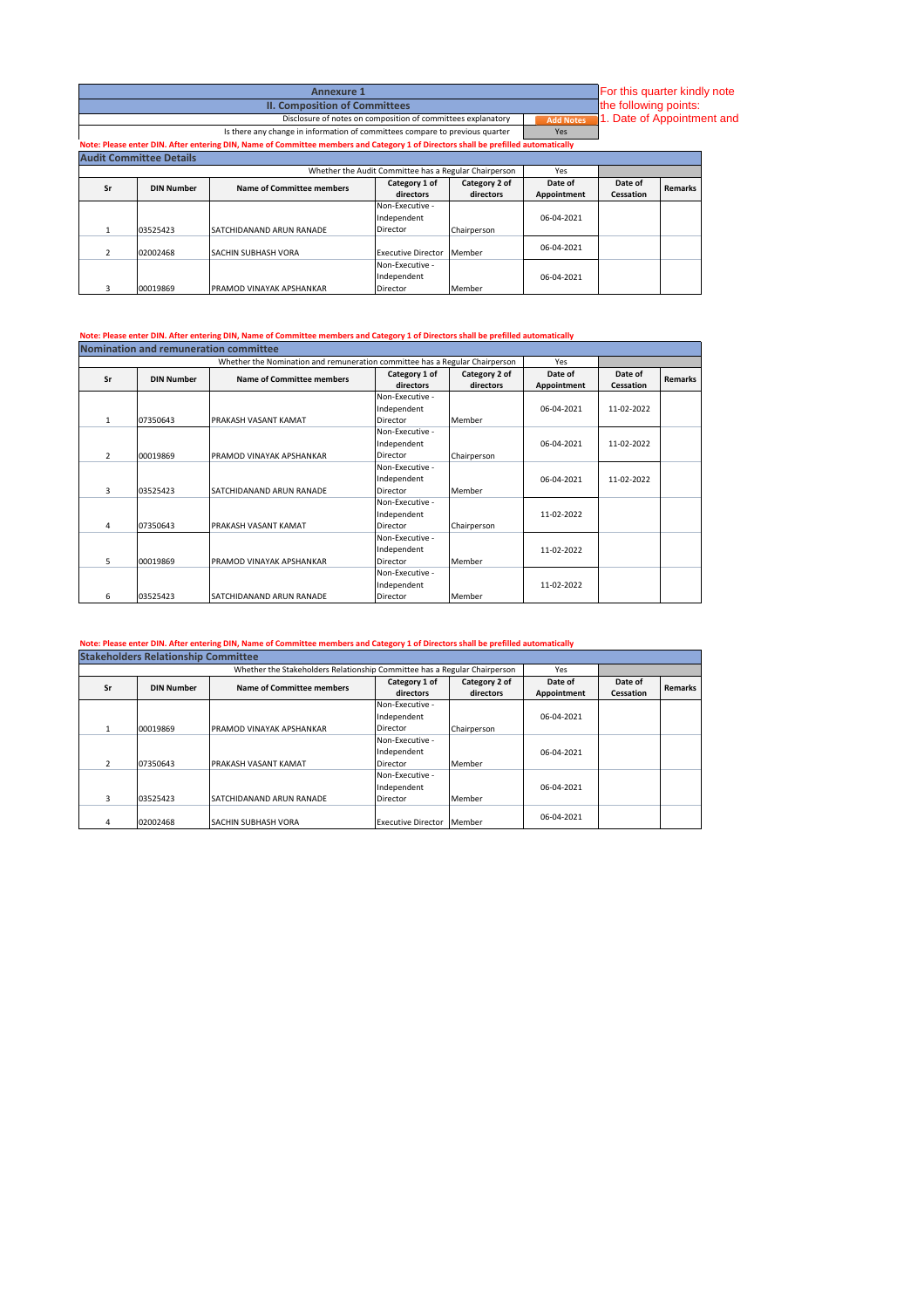## Annexure 1

### II. Composition of Committees

For this quarter kindly note the following points:
1. Date of Appointment and

| | |
|---|---|
| Disclosure of notes on composition of committees explanatory | Add Notes |
| Is there any change in information of committees compare to previous quarter | Yes |

**Note: Please enter DIN. After entering DIN, Name of Committee members and Category 1 of Directors shall be prefilled automatically**

### Audit Committee Details

Whether the Audit Committee has a Regular Chairperson: Yes

| Sr | DIN Number | Name of Committee members | Category 1 of directors | Category 2 of directors | Date of Appointment | Date of Cessation | Remarks |
|---|---|---|---|---|---|---|---|
| 1 | 03525423 | SATCHIDANAND ARUN RANADE | Non-Executive - Independent Director | Chairperson | 06-04-2021 | | |
| 2 | 02002468 | SACHIN SUBHASH VORA | Executive Director | Member | 06-04-2021 | | |
| 3 | 00019869 | PRAMOD VINAYAK APSHANKAR | Non-Executive - Independent Director | Member | 06-04-2021 | | |

**Note: Please enter DIN. After entering DIN, Name of Committee members and Category 1 of Directors shall be prefilled automatically**

### Nomination and remuneration committee

Whether the Nomination and remuneration committee has a Regular Chairperson: Yes

| Sr | DIN Number | Name of Committee members | Category 1 of directors | Category 2 of directors | Date of Appointment | Date of Cessation | Remarks |
|---|---|---|---|---|---|---|---|
| 1 | 07350643 | PRAKASH VASANT KAMAT | Non-Executive - Independent Director | Member | 06-04-2021 | 11-02-2022 | |
| 2 | 00019869 | PRAMOD VINAYAK APSHANKAR | Non-Executive - Independent Director | Chairperson | 06-04-2021 | 11-02-2022 | |
| 3 | 03525423 | SATCHIDANAND ARUN RANADE | Non-Executive - Independent Director | Member | 06-04-2021 | 11-02-2022 | |
| 4 | 07350643 | PRAKASH VASANT KAMAT | Non-Executive - Independent Director | Chairperson | 11-02-2022 | | |
| 5 | 00019869 | PRAMOD VINAYAK APSHANKAR | Non-Executive - Independent Director | Member | 11-02-2022 | | |
| 6 | 03525423 | SATCHIDANAND ARUN RANADE | Non-Executive - Independent Director | Member | 11-02-2022 | | |

**Note: Please enter DIN. After entering DIN, Name of Committee members and Category 1 of Directors shall be prefilled automatically**

### Stakeholders Relationship Committee

Whether the Stakeholders Relationship Committee has a Regular Chairperson: Yes

| Sr | DIN Number | Name of Committee members | Category 1 of directors | Category 2 of directors | Date of Appointment | Date of Cessation | Remarks |
|---|---|---|---|---|---|---|---|
| 1 | 00019869 | PRAMOD VINAYAK APSHANKAR | Non-Executive - Independent Director | Chairperson | 06-04-2021 | | |
| 2 | 07350643 | PRAKASH VASANT KAMAT | Non-Executive - Independent Director | Member | 06-04-2021 | | |
| 3 | 03525423 | SATCHIDANAND ARUN RANADE | Non-Executive - Independent Director | Member | 06-04-2021 | | |
| 4 | 02002468 | SACHIN SUBHASH VORA | Executive Director | Member | 06-04-2021 | | |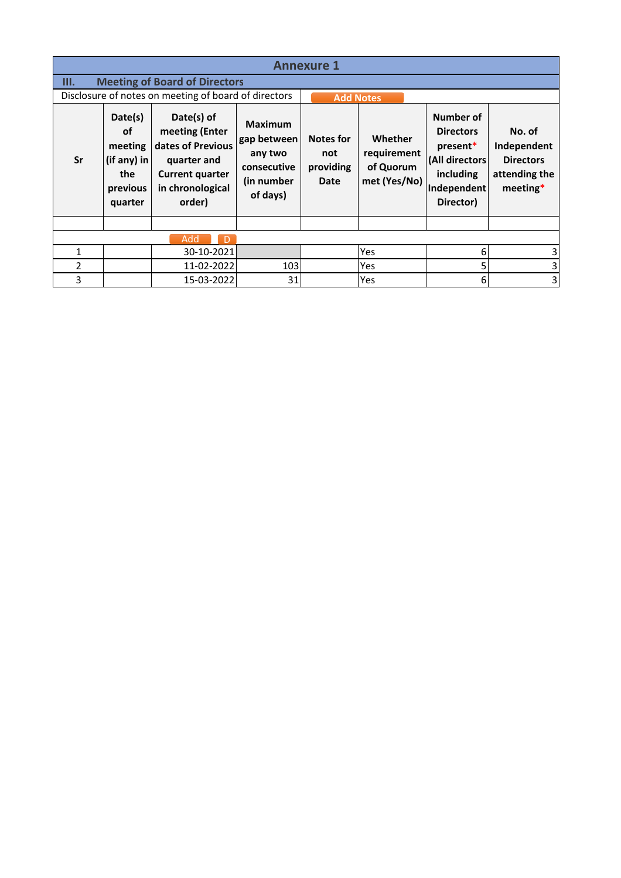# Annexure 1

## III. Meeting of Board of Directors

Disclosure of notes on meeting of board of directors

| Sr | Date(s) of meeting (if any) in the previous quarter | Date(s) of meeting (Enter dates of Previous quarter and Current quarter in chronological order) | Maximum gap between any two consecutive (in number of days) | Notes for not providing Date | Whether requirement of Quorum met (Yes/No) | Number of Directors present* (All directors including Independent Director) | No. of Independent Directors attending the meeting* |
|---|---|---|---|---|---|---|---|
| | | | | | | | |
| 1 | | 30-10-2021 | | | Yes | 6 | 3 |
| 2 | | 11-02-2022 | 103 | | Yes | 5 | 3 |
| 3 | | 15-03-2022 | 31 | | Yes | 6 | 3 |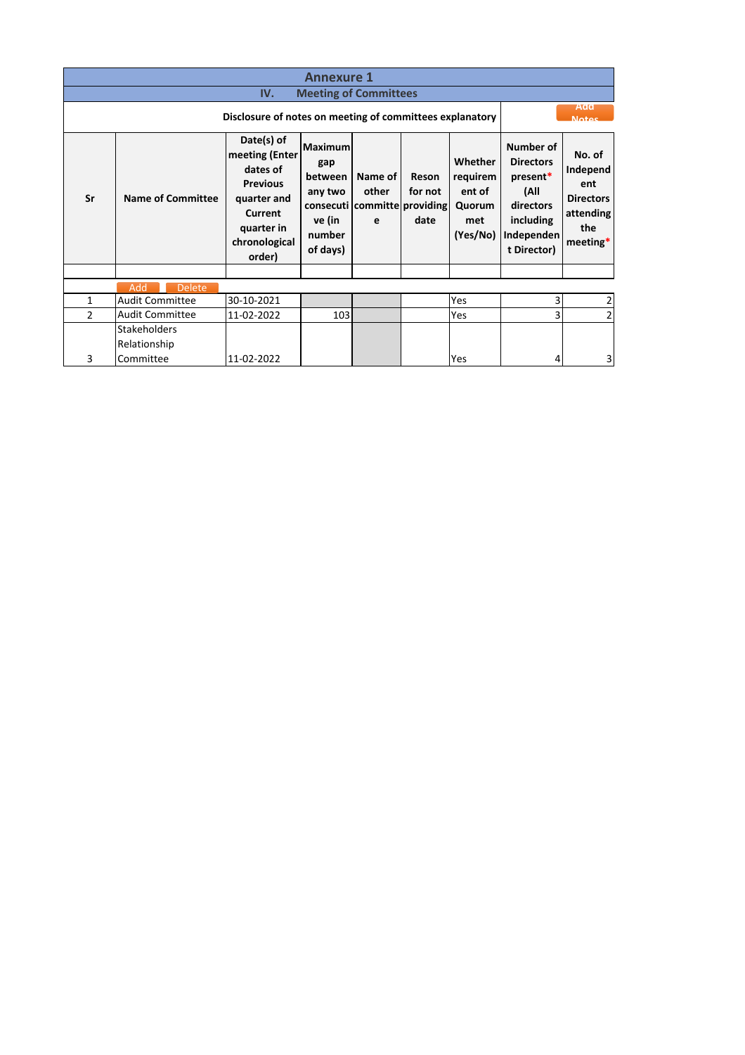# Annexure 1

## IV. Meeting of Committees

**Disclosure of notes on meeting of committees explanatory**

| Sr | Name of Committee | Date(s) of meeting (Enter dates of Previous quarter and Current quarter in chronological order) | Maximum gap between any two consecutive (in number of days) | Name of other committee | Reson for not providing date | Whether requirement of Quorum met (Yes/No) | Number of Directors present* (All directors including Independent Director) | No. of Independent Directors attending the meeting* |
|---|---|---|---|---|---|---|---|---|
| 1 | Audit Committee | 30-10-2021 | | | | Yes | 3 | 2 |
| 2 | Audit Committee | 11-02-2022 | 103 | | | Yes | 3 | 2 |
| 3 | Stakeholders Relationship Committee | 11-02-2022 | | | | Yes | 4 | 3 |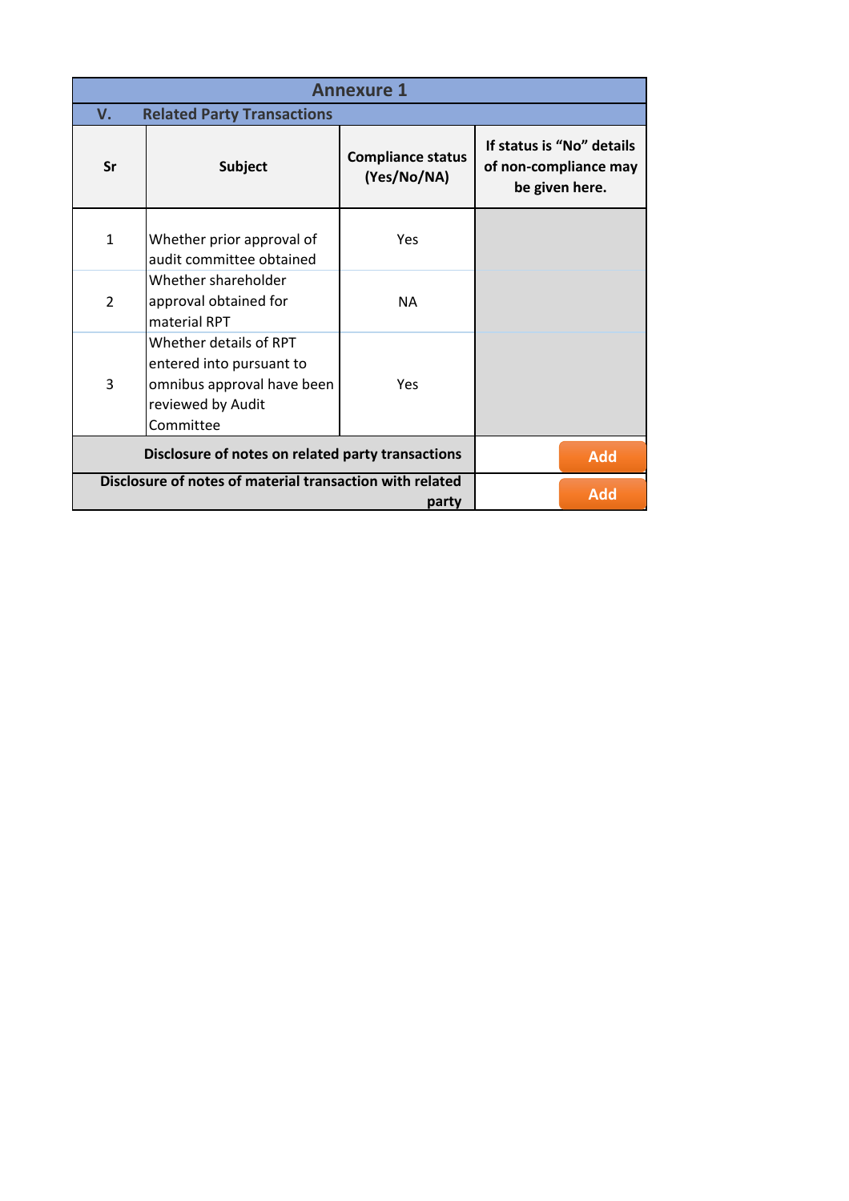# Annexure 1

## V. Related Party Transactions

| Sr | Subject | Compliance status (Yes/No/NA) | If status is "No" details of non-compliance may be given here. |
|---|---|---|---|
| 1 | Whether prior approval of audit committee obtained | Yes | |
| 2 | Whether shareholder approval obtained for material RPT | NA | |
| 3 | Whether details of RPT entered into pursuant to omnibus approval have been reviewed by Audit Committee | Yes | |
| **Disclosure of notes on related party transactions** | | | Add |
| **Disclosure of notes of material transaction with related party** | | | Add |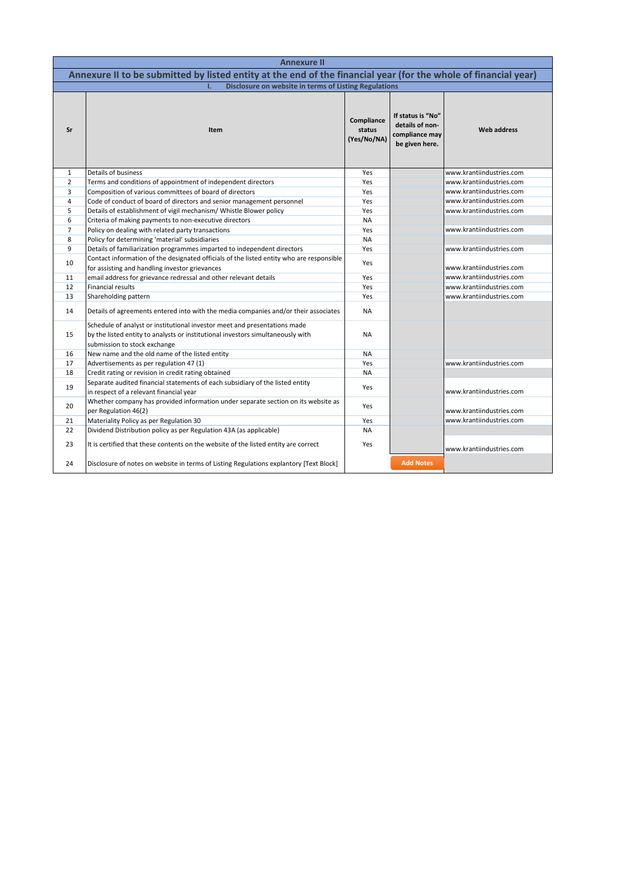# Annexure II

## Annexure II to be submitted by listed entity at the end of the financial year (for the whole of financial year)

### I. Disclosure on website in terms of Listing Regulations

| Sr | Item | Compliance status (Yes/No/NA) | If status is "No" details of non-compliance may be given here. | Web address |
|---|---|---|---|---|
| 1 | Details of business | Yes | | www.krantiindustries.com |
| 2 | Terms and conditions of appointment of independent directors | Yes | | www.krantiindustries.com |
| 3 | Composition of various committees of board of directors | Yes | | www.krantiindustries.com |
| 4 | Code of conduct of board of directors and senior management personnel | Yes | | www.krantiindustries.com |
| 5 | Details of establishment of vigil mechanism/ Whistle Blower policy | Yes | | www.krantiindustries.com |
| 6 | Criteria of making payments to non-executive directors | NA | | |
| 7 | Policy on dealing with related party transactions | Yes | | www.krantiindustries.com |
| 8 | Policy for determining 'material' subsidiaries | NA | | |
| 9 | Details of familiarization programmes imparted to independent directors | Yes | | www.krantiindustries.com |
| 10 | Contact information of the designated officials of the listed entity who are responsible for assisting and handling investor grievances | Yes | | www.krantiindustries.com |
| 11 | email address for grievance redressal and other relevant details | Yes | | www.krantiindustries.com |
| 12 | Financial results | Yes | | www.krantiindustries.com |
| 13 | Shareholding pattern | Yes | | www.krantiindustries.com |
| 14 | Details of agreements entered into with the media companies and/or their associates | NA | | |
| 15 | Schedule of analyst or institutional investor meet and presentations made by the listed entity to analysts or institutional investors simultaneously with submission to stock exchange | NA | | |
| 16 | New name and the old name of the listed entity | NA | | |
| 17 | Advertisements as per regulation 47 (1) | Yes | | www.krantiindustries.com |
| 18 | Credit rating or revision in credit rating obtained | NA | | |
| 19 | Separate audited financial statements of each subsidiary of the listed entity in respect of a relevant financial year | Yes | | www.krantiindustries.com |
| 20 | Whether company has provided information under separate section on its website as per Regulation 46(2) | Yes | | www.krantiindustries.com |
| 21 | Materiality Policy as per Regulation 30 | Yes | | www.krantiindustries.com |
| 22 | Dividend Distribution policy as per Regulation 43A (as applicable) | NA | | |
| 23 | It is certified that these contents on the website of the listed entity are correct | Yes | | www.krantiindustries.com |
| 24 | Disclosure of notes on website in terms of Listing Regulations explantory [Text Block] | | Add Notes | |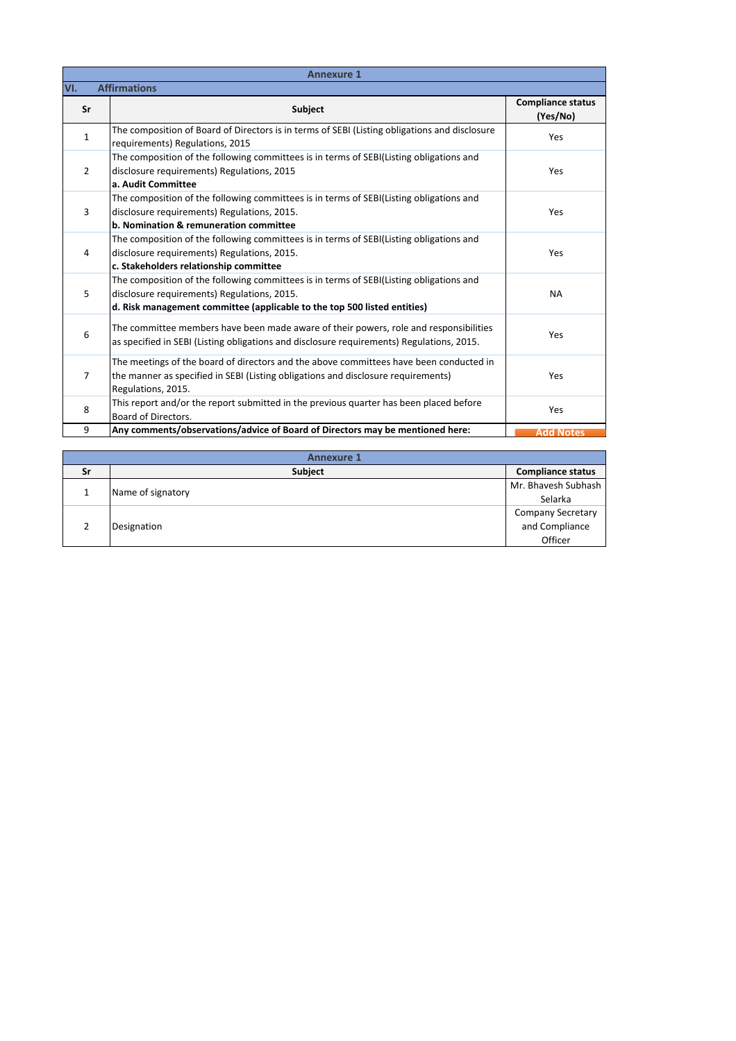## Annexure 1

### VI. Affirmations

| Sr | Subject | Compliance status (Yes/No) |
|---|---|---|
| 1 | The composition of Board of Directors is in terms of SEBI (Listing obligations and disclosure requirements) Regulations, 2015 | Yes |
| 2 | The composition of the following committees is in terms of SEBI(Listing obligations and disclosure requirements) Regulations, 2015<br>**a. Audit Committee** | Yes |
| 3 | The composition of the following committees is in terms of SEBI(Listing obligations and disclosure requirements) Regulations, 2015.<br>**b. Nomination & remuneration committee** | Yes |
| 4 | The composition of the following committees is in terms of SEBI(Listing obligations and disclosure requirements) Regulations, 2015.<br>**c. Stakeholders relationship committee** | Yes |
| 5 | The composition of the following committees is in terms of SEBI(Listing obligations and disclosure requirements) Regulations, 2015.<br>**d. Risk management committee (applicable to the top 500 listed entities)** | NA |
| 6 | The committee members have been made aware of their powers, role and responsibilities as specified in SEBI (Listing obligations and disclosure requirements) Regulations, 2015. | Yes |
| 7 | The meetings of the board of directors and the above committees have been conducted in the manner as specified in SEBI (Listing obligations and disclosure requirements) Regulations, 2015. | Yes |
| 8 | This report and/or the report submitted in the previous quarter has been placed before Board of Directors. | Yes |
| 9 | **Any comments/observations/advice of Board of Directors may be mentioned here:** | Add Notes |

## Annexure 1

| Sr | Subject | Compliance status |
|---|---|---|
| 1 | Name of signatory | Mr. Bhavesh Subhash Selarka |
| 2 | Designation | Company Secretary and Compliance Officer |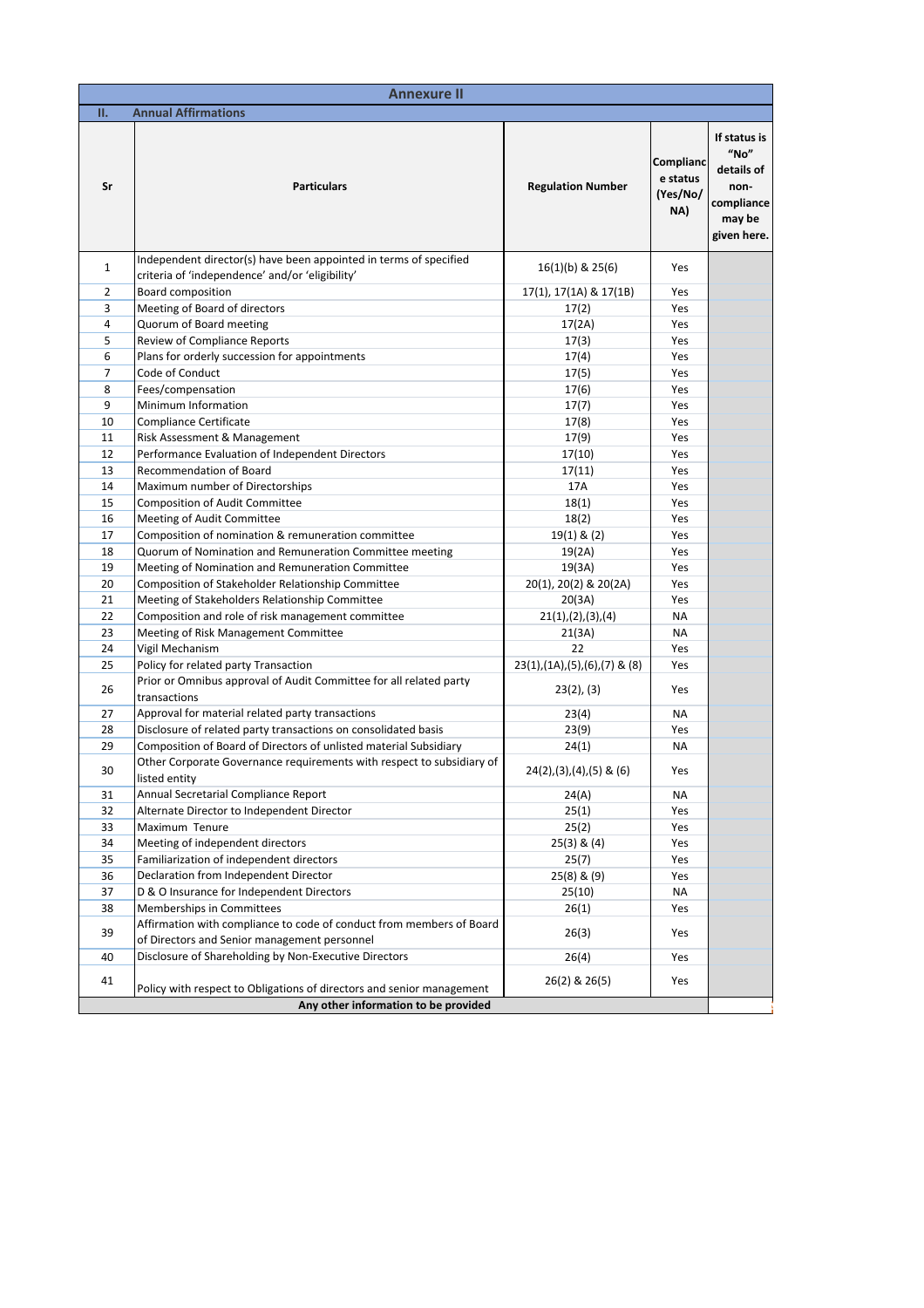## Annexure II

### II. Annual Affirmations

| Sr | Particulars | Regulation Number | Compliance status (Yes/No/ NA) | If status is "No" details of non-compliance may be given here. |
|---|---|---|---|---|
| 1 | Independent director(s) have been appointed in terms of specified criteria of 'independence' and/or 'eligibility' | 16(1)(b) & 25(6) | Yes | |
| 2 | Board composition | 17(1), 17(1A) & 17(1B) | Yes | |
| 3 | Meeting of Board of directors | 17(2) | Yes | |
| 4 | Quorum of Board meeting | 17(2A) | Yes | |
| 5 | Review of Compliance Reports | 17(3) | Yes | |
| 6 | Plans for orderly succession for appointments | 17(4) | Yes | |
| 7 | Code of Conduct | 17(5) | Yes | |
| 8 | Fees/compensation | 17(6) | Yes | |
| 9 | Minimum Information | 17(7) | Yes | |
| 10 | Compliance Certificate | 17(8) | Yes | |
| 11 | Risk Assessment & Management | 17(9) | Yes | |
| 12 | Performance Evaluation of Independent Directors | 17(10) | Yes | |
| 13 | Recommendation of Board | 17(11) | Yes | |
| 14 | Maximum number of Directorships | 17A | Yes | |
| 15 | Composition of Audit Committee | 18(1) | Yes | |
| 16 | Meeting of Audit Committee | 18(2) | Yes | |
| 17 | Composition of nomination & remuneration committee | 19(1) & (2) | Yes | |
| 18 | Quorum of Nomination and Remuneration Committee meeting | 19(2A) | Yes | |
| 19 | Meeting of Nomination and Remuneration Committee | 19(3A) | Yes | |
| 20 | Composition of Stakeholder Relationship Committee | 20(1), 20(2) & 20(2A) | Yes | |
| 21 | Meeting of Stakeholders Relationship Committee | 20(3A) | Yes | |
| 22 | Composition and role of risk management committee | 21(1),(2),(3),(4) | NA | |
| 23 | Meeting of Risk Management Committee | 21(3A) | NA | |
| 24 | Vigil Mechanism | 22 | Yes | |
| 25 | Policy for related party Transaction | 23(1),(1A),(5),(6),(7) & (8) | Yes | |
| 26 | Prior or Omnibus approval of Audit Committee for all related party transactions | 23(2), (3) | Yes | |
| 27 | Approval for material related party transactions | 23(4) | NA | |
| 28 | Disclosure of related party transactions on consolidated basis | 23(9) | Yes | |
| 29 | Composition of Board of Directors of unlisted material Subsidiary | 24(1) | NA | |
| 30 | Other Corporate Governance requirements with respect to subsidiary of listed entity | 24(2),(3),(4),(5) & (6) | Yes | |
| 31 | Annual Secretarial Compliance Report | 24(A) | NA | |
| 32 | Alternate Director to Independent Director | 25(1) | Yes | |
| 33 | Maximum Tenure | 25(2) | Yes | |
| 34 | Meeting of independent directors | 25(3) & (4) | Yes | |
| 35 | Familiarization of independent directors | 25(7) | Yes | |
| 36 | Declaration from Independent Director | 25(8) & (9) | Yes | |
| 37 | D & O Insurance for Independent Directors | 25(10) | NA | |
| 38 | Memberships in Committees | 26(1) | Yes | |
| 39 | Affirmation with compliance to code of conduct from members of Board of Directors and Senior management personnel | 26(3) | Yes | |
| 40 | Disclosure of Shareholding by Non-Executive Directors | 26(4) | Yes | |
| 41 | Policy with respect to Obligations of directors and senior management | 26(2) & 26(5) | Yes | |
| **Any other information to be provided** | | | | |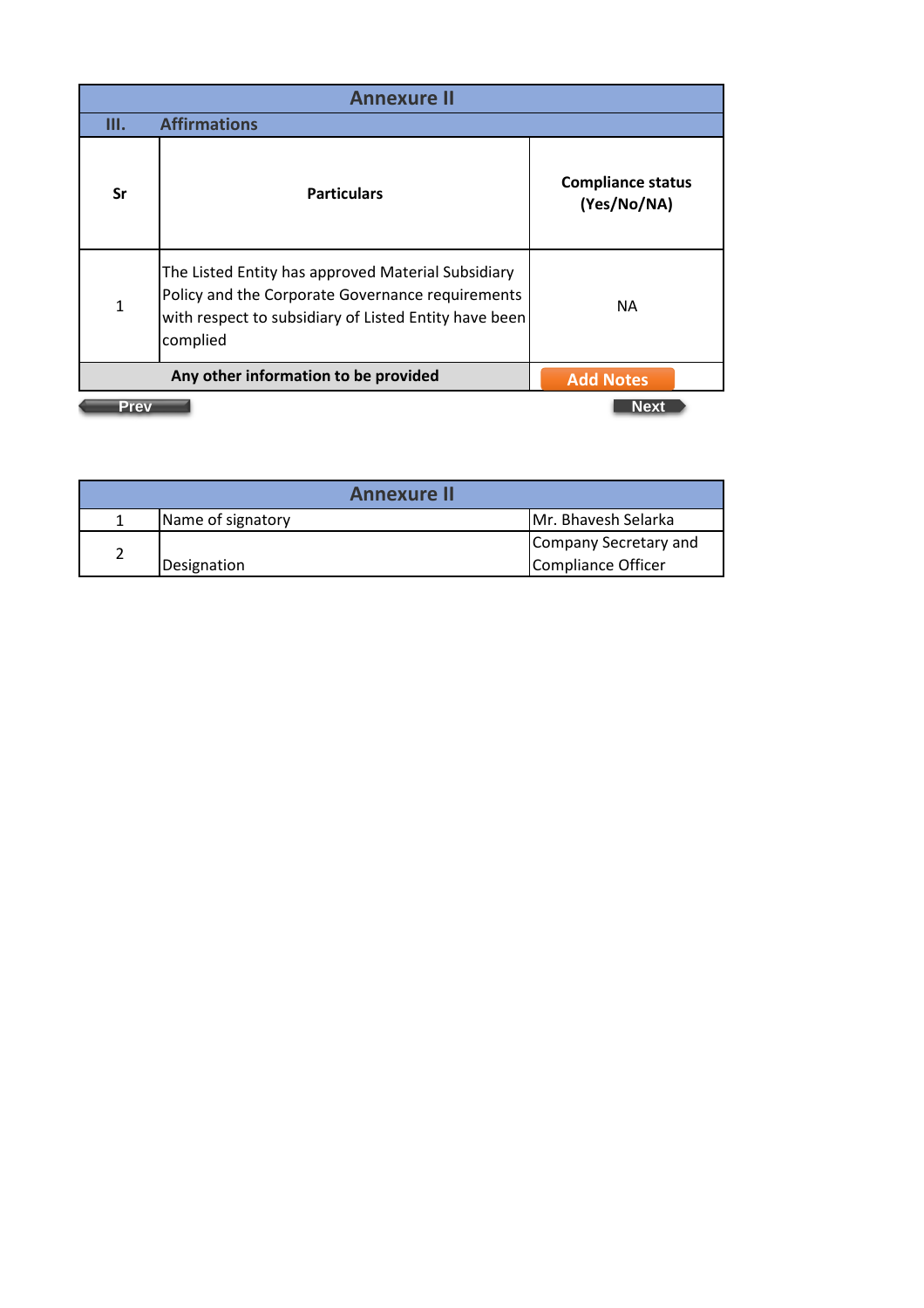## Annexure II

### III. Affirmations

| Sr | Particulars | Compliance status (Yes/No/NA) |
|---|---|---|
| 1 | The Listed Entity has approved Material Subsidiary Policy and the Corporate Governance requirements with respect to subsidiary of Listed Entity have been complied | NA |
| | Any other information to be provided | Add Notes |

Prev Next

## Annexure II

| | | |
|---|---|---|
| 1 | Name of signatory | Mr. Bhavesh Selarka |
| 2 | Designation | Company Secretary and Compliance Officer |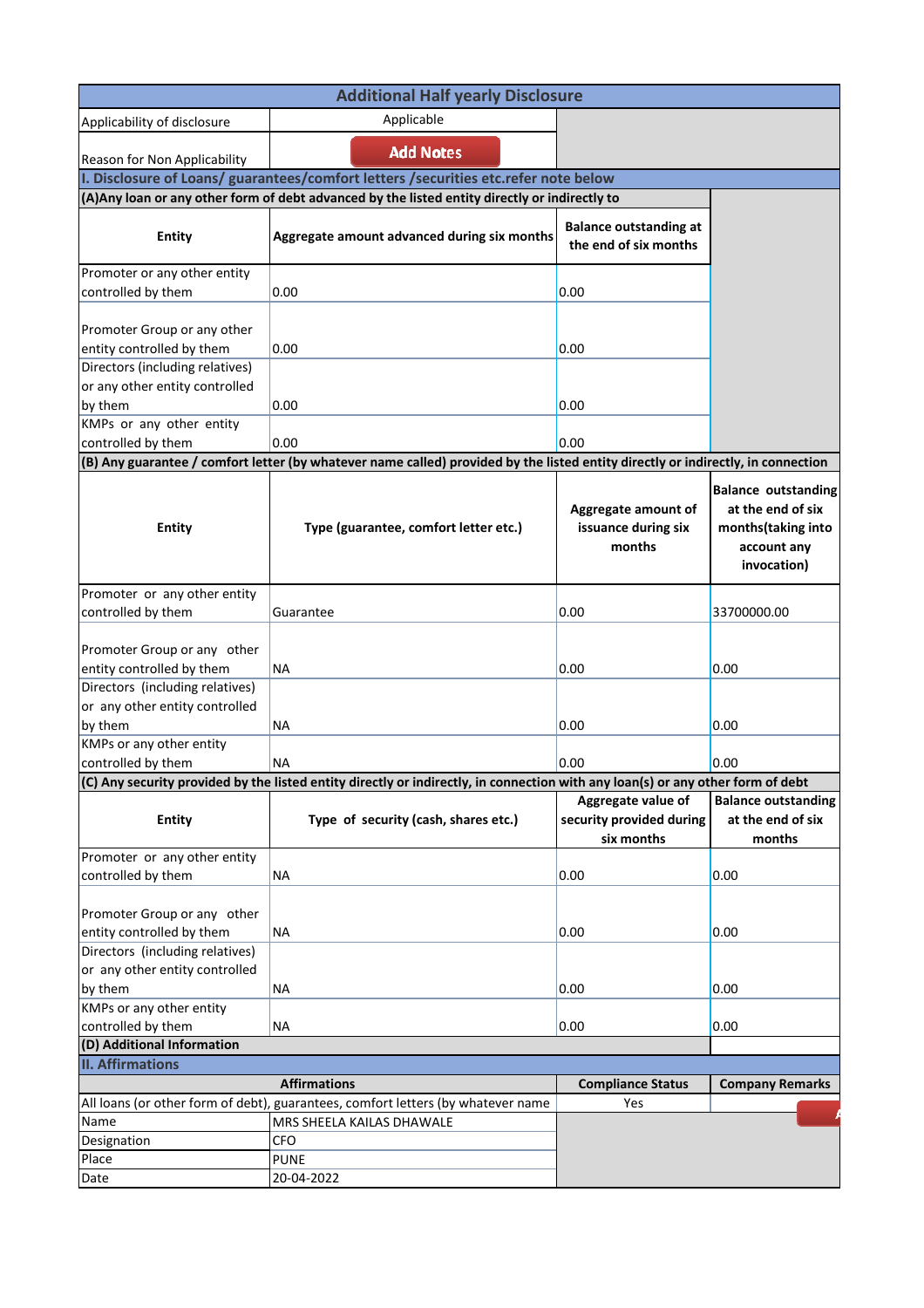## Additional Half yearly Disclosure

| | |
|---|---|
| Applicability of disclosure | Applicable |
| Reason for Non Applicability | Add Notes |

### I. Disclosure of Loans/ guarantees/comfort letters /securities etc.refer note below

**(A)Any loan or any other form of debt advanced by the listed entity directly or indirectly to**

| Entity | Aggregate amount advanced during six months | Balance outstanding at the end of six months |
|---|---|---|
| Promoter or any other entity controlled by them | 0.00 | 0.00 |
| Promoter Group or any other entity controlled by them | 0.00 | 0.00 |
| Directors (including relatives) or any other entity controlled by them | 0.00 | 0.00 |
| KMPs or any other entity controlled by them | 0.00 | 0.00 |

**(B) Any guarantee / comfort letter (by whatever name called) provided by the listed entity directly or indirectly, in connection**

| Entity | Type (guarantee, comfort letter etc.) | Aggregate amount of issuance during six months | Balance outstanding at the end of six months(taking into account any invocation) |
|---|---|---|---|
| Promoter or any other entity controlled by them | Guarantee | 0.00 | 33700000.00 |
| Promoter Group or any other entity controlled by them | NA | 0.00 | 0.00 |
| Directors (including relatives) or any other entity controlled by them | NA | 0.00 | 0.00 |
| KMPs or any other entity controlled by them | NA | 0.00 | 0.00 |

**(C) Any security provided by the listed entity directly or indirectly, in connection with any loan(s) or any other form of debt**

| Entity | Type of security (cash, shares etc.) | Aggregate value of security provided during six months | Balance outstanding at the end of six months |
|---|---|---|---|
| Promoter or any other entity controlled by them | NA | 0.00 | 0.00 |
| Promoter Group or any other entity controlled by them | NA | 0.00 | 0.00 |
| Directors (including relatives) or any other entity controlled by them | NA | 0.00 | 0.00 |
| KMPs or any other entity controlled by them | NA | 0.00 | 0.00 |

**(D) Additional Information**

### II. Affirmations

| Affirmations | Compliance Status | Company Remarks |
|---|---|---|
| All loans (or other form of debt), guarantees, comfort letters (by whatever name | Yes | |

| | |
|---|---|
| Name | MRS SHEELA KAILAS DHAWALE |
| Designation | CFO |
| Place | PUNE |
| Date | 20-04-2022 |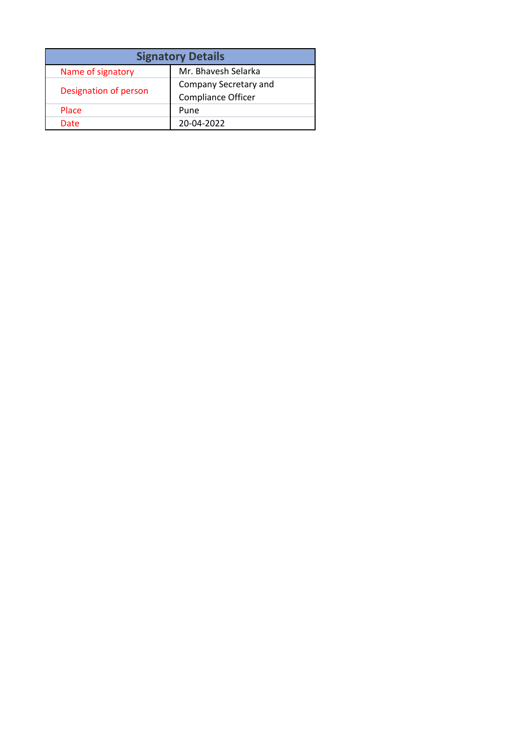| Signatory Details | |
|---|---|
| Name of signatory | Mr. Bhavesh Selarka |
| Designation of person | Company Secretary and Compliance Officer |
| Place | Pune |
| Date | 20-04-2022 |